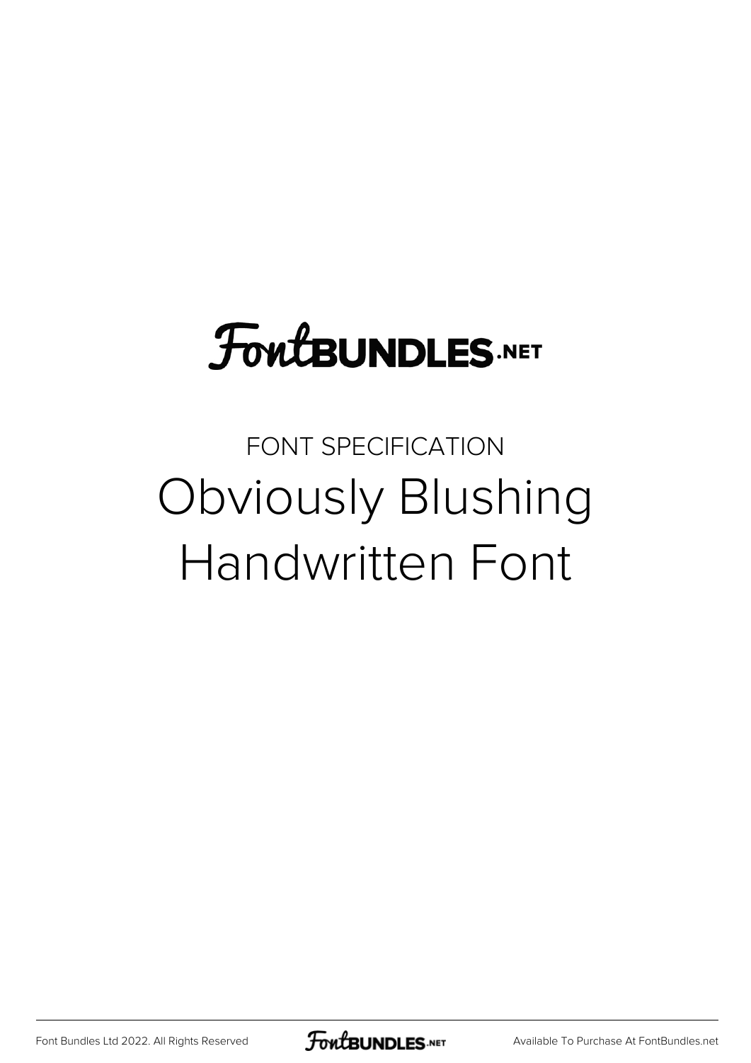FontBUNDLES.NET

FONT SPECIFICATION

# Obviously Blushing Handwritten Font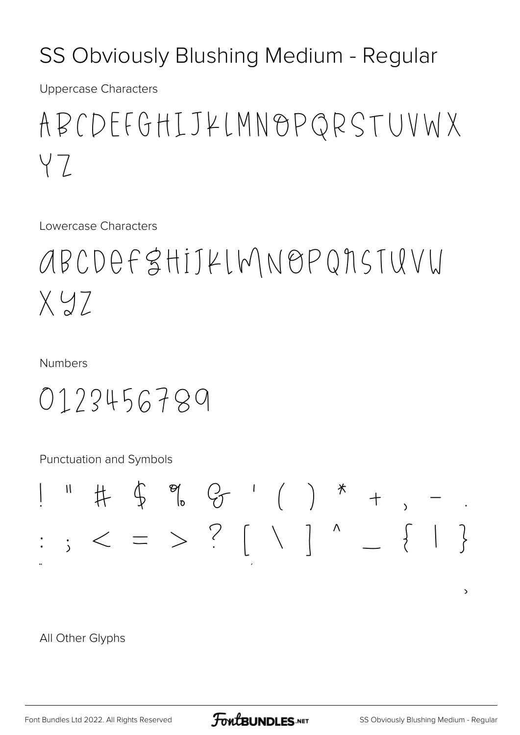# SS Obviously Blushing Medium - Regular

Uppercase Characters

ABCDEFGHIJKLMNOPQRSTUVWX
YZ

Lowercase Characters

abcdefghijklmnopqrstuvw
xyz

Numbers

0123456789

Punctuation and Symbols

! " # $ % & ' ( ) * + , - .
: ; < = > ? [ \ ] ^ _ { | }
¨ ´
›

All Other Glyphs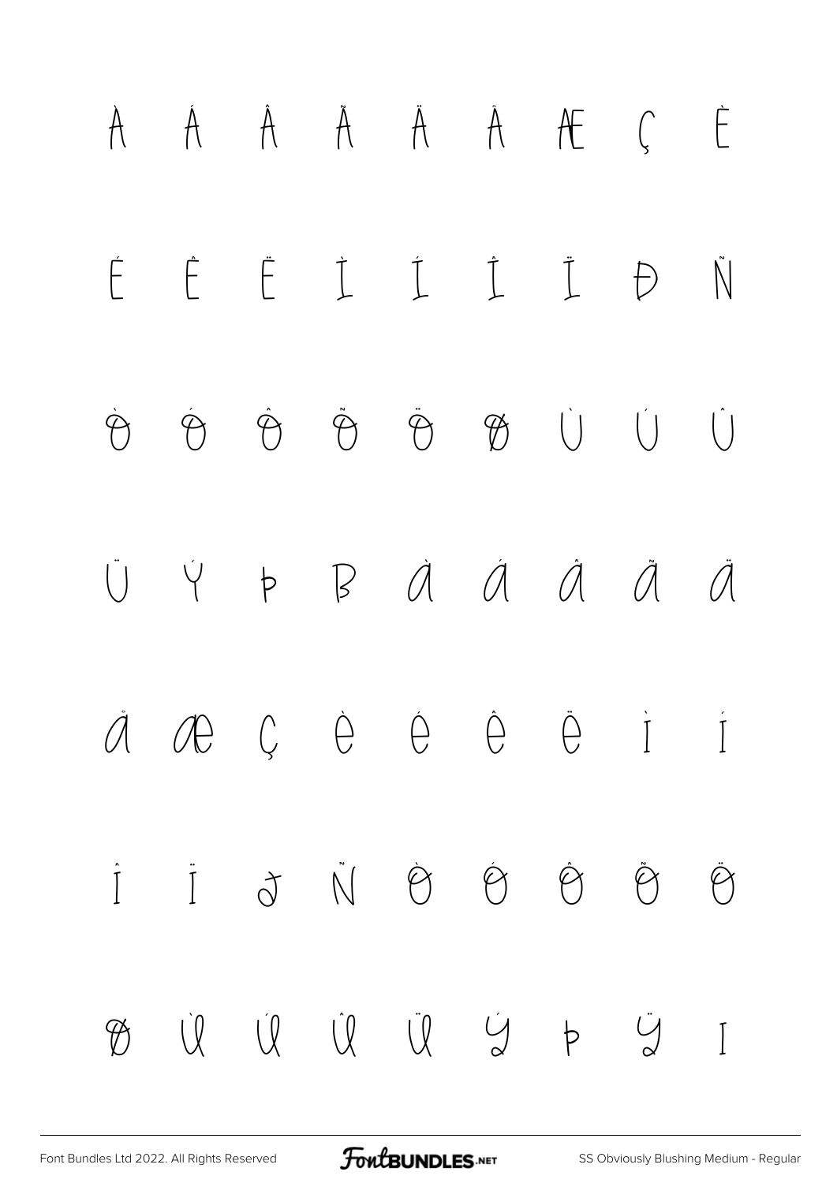À Á Â Ã Ä Å Æ Ç È

É Ê Ë Ì Í Î Ï Ð Ñ

Ò Ó Ô Õ Ö Ø Ù Ú Û

Ü Ý Þ ß à á â ã ä

å æ ç è é ê ë ì í

î ï ð ñ ò ó ô õ ö

ø ù ú û ü ý þ ÿ ı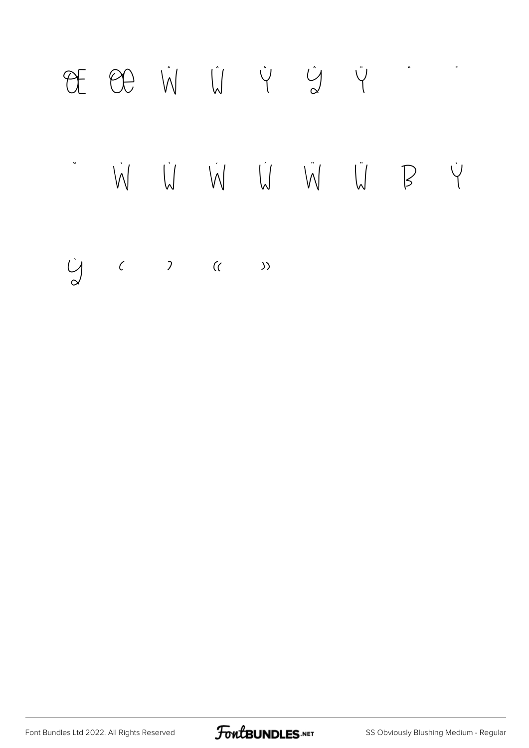Œ œ Ŵ ŵ Ŷ ŷ Ÿ ˆ ˚

˜ Ẁ ẁ Ẃ ẃ Ẅ ẅ ẞ Ỳ

ỳ ‘ ’ “ ”